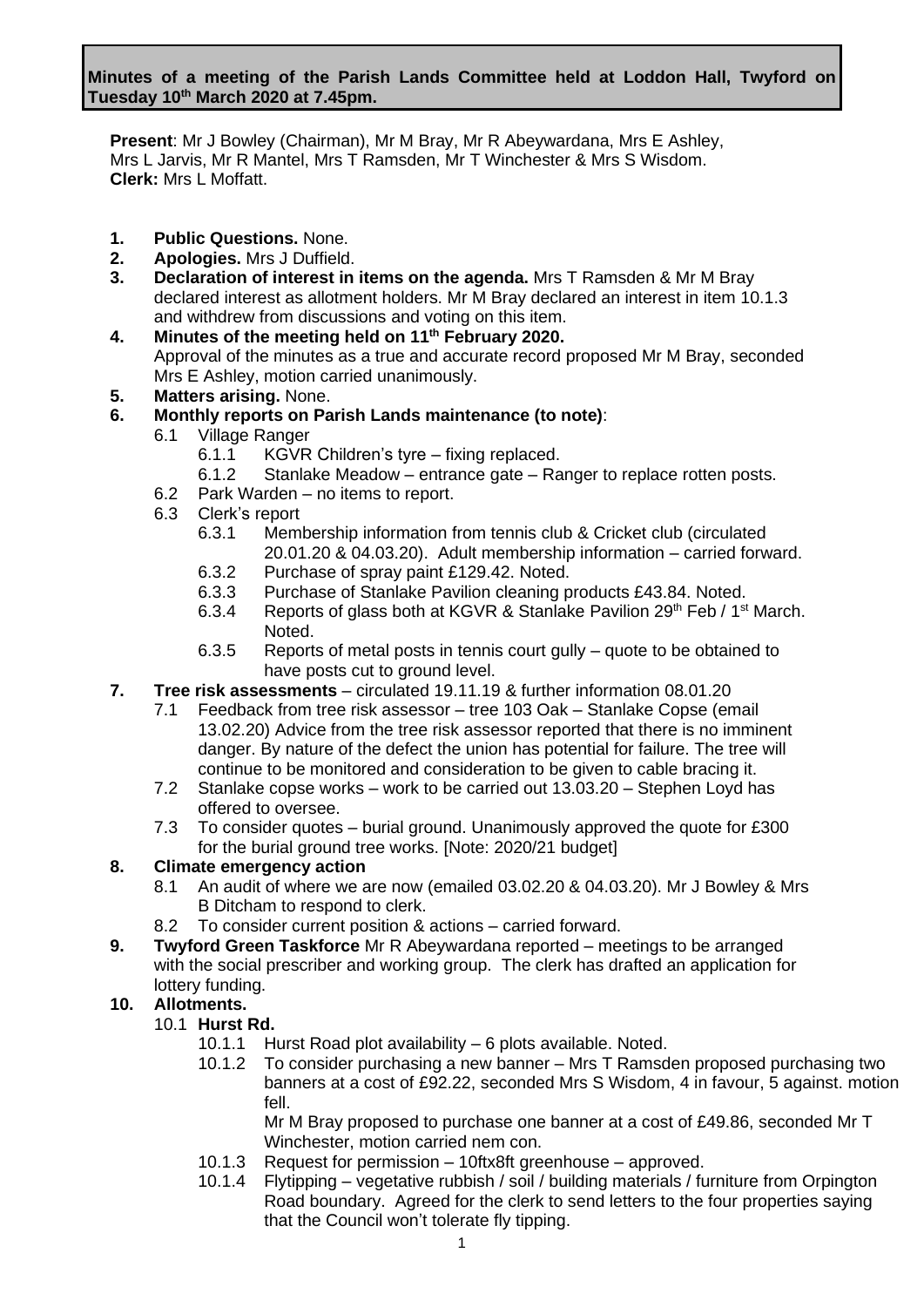**Minutes of a meeting of the Parish Lands Committee held at Loddon Hall, Twyford on Tuesday 10th March 2020 at 7.45pm.**

**Present**: Mr J Bowley (Chairman), Mr M Bray, Mr R Abeywardana, Mrs E Ashley, Mrs L Jarvis, Mr R Mantel, Mrs T Ramsden, Mr T Winchester & Mrs S Wisdom.
**Clerk:** Mrs L Moffatt.

1. **Public Questions.** None.
2. **Apologies.** Mrs J Duffield.
3. **Declaration of interest in items on the agenda.** Mrs T Ramsden & Mr M Bray declared interest as allotment holders. Mr M Bray declared an interest in item 10.1.3 and withdrew from discussions and voting on this item.
4. **Minutes of the meeting held on 11th February 2020.**
   Approval of the minutes as a true and accurate record proposed Mr M Bray, seconded Mrs E Ashley, motion carried unanimously.
5. **Matters arising.** None.
6. **Monthly reports on Parish Lands maintenance (to note)**:
   - 6.1 Village Ranger
     - 6.1.1 KGVR Children's tyre – fixing replaced.
     - 6.1.2 Stanlake Meadow – entrance gate – Ranger to replace rotten posts.
   - 6.2 Park Warden – no items to report.
   - 6.3 Clerk's report
     - 6.3.1 Membership information from tennis club & Cricket club (circulated 20.01.20 & 04.03.20). Adult membership information – carried forward.
     - 6.3.2 Purchase of spray paint £129.42. Noted.
     - 6.3.3 Purchase of Stanlake Pavilion cleaning products £43.84. Noted.
     - 6.3.4 Reports of glass both at KGVR & Stanlake Pavilion 29th Feb / 1st March. Noted.
     - 6.3.5 Reports of metal posts in tennis court gully – quote to be obtained to have posts cut to ground level.
7. **Tree risk assessments** – circulated 19.11.19 & further information 08.01.20
   - 7.1 Feedback from tree risk assessor – tree 103 Oak – Stanlake Copse (email 13.02.20) Advice from the tree risk assessor reported that there is no imminent danger. By nature of the defect the union has potential for failure. The tree will continue to be monitored and consideration to be given to cable bracing it.
   - 7.2 Stanlake copse works – work to be carried out 13.03.20 – Stephen Loyd has offered to oversee.
   - 7.3 To consider quotes – burial ground. Unanimously approved the quote for £300 for the burial ground tree works. [Note: 2020/21 budget]
8. **Climate emergency action**
   - 8.1 An audit of where we are now (emailed 03.02.20 & 04.03.20). Mr J Bowley & Mrs B Ditcham to respond to clerk.
   - 8.2 To consider current position & actions – carried forward.
9. **Twyford Green Taskforce** Mr R Abeywardana reported – meetings to be arranged with the social prescriber and working group. The clerk has drafted an application for lottery funding.
10. **Allotments.**
    - 10.1 **Hurst Rd.**
      - 10.1.1 Hurst Road plot availability – 6 plots available. Noted.
      - 10.1.2 To consider purchasing a new banner – Mrs T Ramsden proposed purchasing two banners at a cost of £92.22, seconded Mrs S Wisdom, 4 in favour, 5 against. motion fell.
        Mr M Bray proposed to purchase one banner at a cost of £49.86, seconded Mr T Winchester, motion carried nem con.
      - 10.1.3 Request for permission – 10ftx8ft greenhouse – approved.
      - 10.1.4 Flytipping – vegetative rubbish / soil / building materials / furniture from Orpington Road boundary. Agreed for the clerk to send letters to the four properties saying that the Council won't tolerate fly tipping.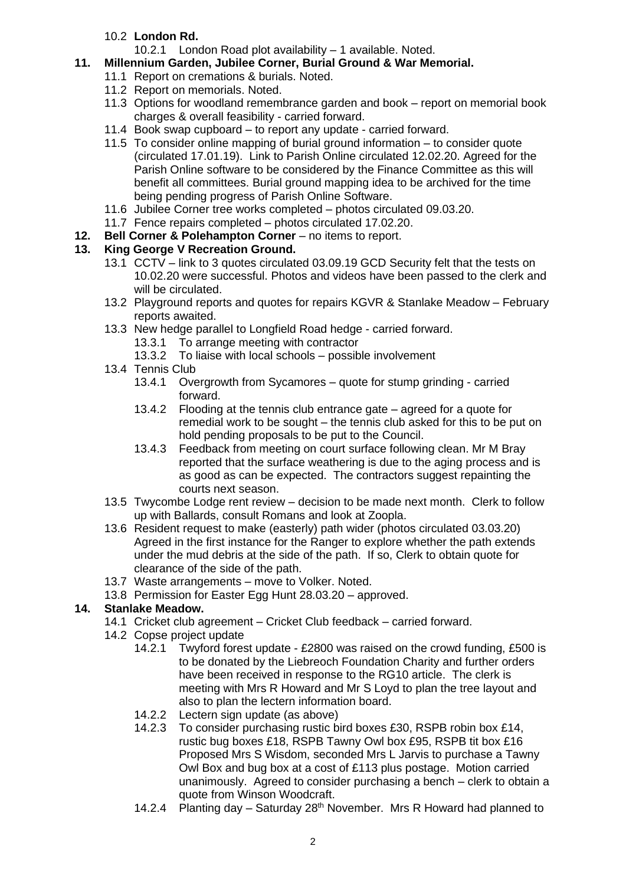10.2 **London Rd.**

10.2.1 London Road plot availability – 1 available. Noted.

**11. Millennium Garden, Jubilee Corner, Burial Ground & War Memorial.**

11.1 Report on cremations & burials. Noted.

11.2 Report on memorials. Noted.

11.3 Options for woodland remembrance garden and book – report on memorial book charges & overall feasibility - carried forward.

11.4 Book swap cupboard – to report any update - carried forward.

11.5 To consider online mapping of burial ground information – to consider quote (circulated 17.01.19). Link to Parish Online circulated 12.02.20. Agreed for the Parish Online software to be considered by the Finance Committee as this will benefit all committees. Burial ground mapping idea to be archived for the time being pending progress of Parish Online Software.

11.6 Jubilee Corner tree works completed – photos circulated 09.03.20.

11.7 Fence repairs completed – photos circulated 17.02.20.

**12. Bell Corner & Polehampton Corner** – no items to report.

**13. King George V Recreation Ground.**

13.1 CCTV – link to 3 quotes circulated 03.09.19 GCD Security felt that the tests on 10.02.20 were successful. Photos and videos have been passed to the clerk and will be circulated.

13.2 Playground reports and quotes for repairs KGVR & Stanlake Meadow – February reports awaited.

13.3 New hedge parallel to Longfield Road hedge - carried forward.

13.3.1 To arrange meeting with contractor

13.3.2 To liaise with local schools – possible involvement

13.4 Tennis Club

13.4.1 Overgrowth from Sycamores – quote for stump grinding - carried forward.

13.4.2 Flooding at the tennis club entrance gate – agreed for a quote for remedial work to be sought – the tennis club asked for this to be put on hold pending proposals to be put to the Council.

13.4.3 Feedback from meeting on court surface following clean. Mr M Bray reported that the surface weathering is due to the aging process and is as good as can be expected. The contractors suggest repainting the courts next season.

13.5 Twycombe Lodge rent review – decision to be made next month. Clerk to follow up with Ballards, consult Romans and look at Zoopla.

13.6 Resident request to make (easterly) path wider (photos circulated 03.03.20) Agreed in the first instance for the Ranger to explore whether the path extends under the mud debris at the side of the path. If so, Clerk to obtain quote for clearance of the side of the path.

13.7 Waste arrangements – move to Volker. Noted.

13.8 Permission for Easter Egg Hunt 28.03.20 – approved.

**14. Stanlake Meadow.**

14.1 Cricket club agreement – Cricket Club feedback – carried forward.

14.2 Copse project update

14.2.1 Twyford forest update - £2800 was raised on the crowd funding, £500 is to be donated by the Liebreoch Foundation Charity and further orders have been received in response to the RG10 article. The clerk is meeting with Mrs R Howard and Mr S Loyd to plan the tree layout and also to plan the lectern information board.

14.2.2 Lectern sign update (as above)

14.2.3 To consider purchasing rustic bird boxes £30, RSPB robin box £14, rustic bug boxes £18, RSPB Tawny Owl box £95, RSPB tit box £16 Proposed Mrs S Wisdom, seconded Mrs L Jarvis to purchase a Tawny Owl Box and bug box at a cost of £113 plus postage. Motion carried unanimously. Agreed to consider purchasing a bench – clerk to obtain a quote from Winson Woodcraft.

14.2.4 Planting day – Saturday 28th November. Mrs R Howard had planned to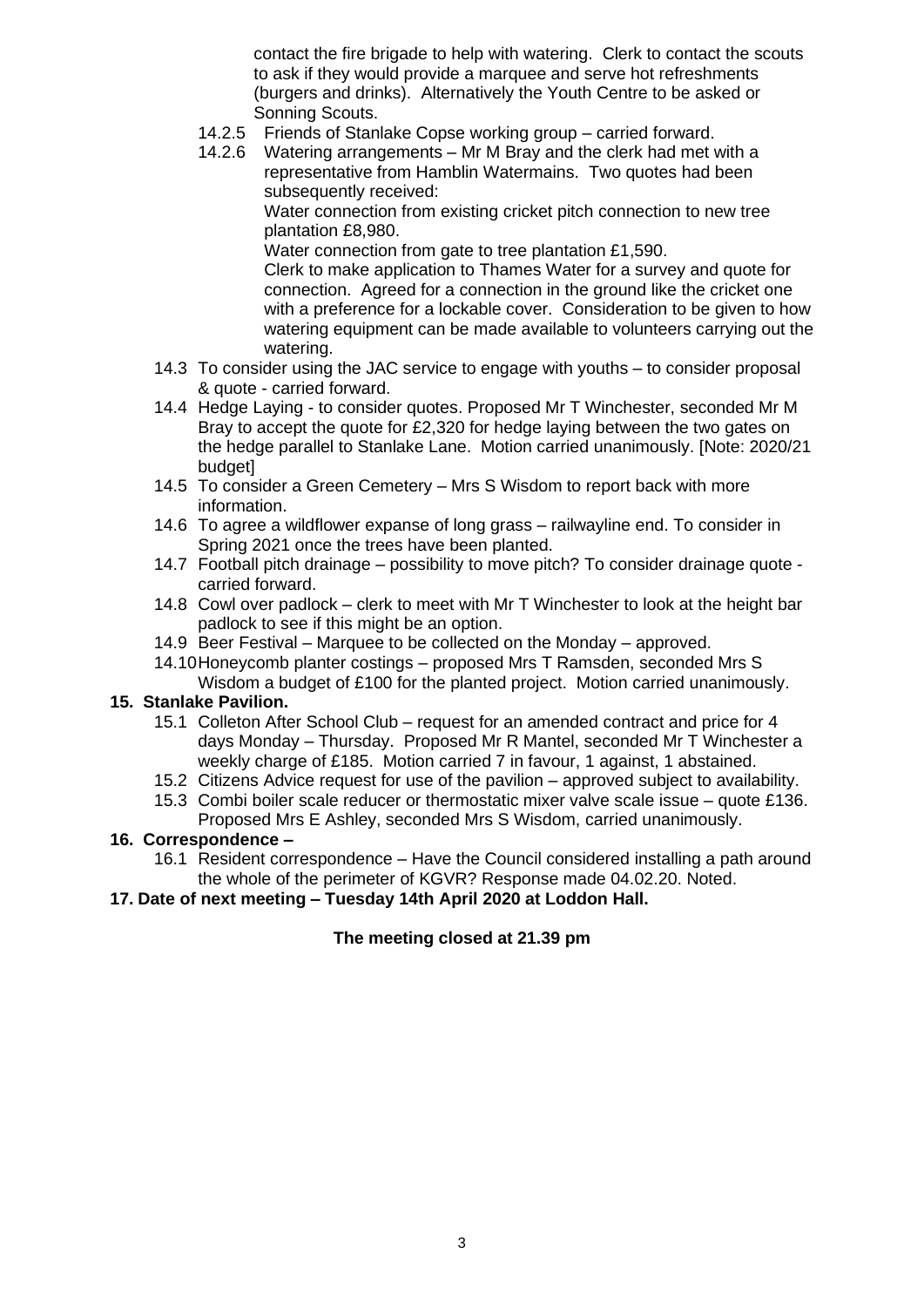contact the fire brigade to help with watering. Clerk to contact the scouts to ask if they would provide a marquee and serve hot refreshments (burgers and drinks). Alternatively the Youth Centre to be asked or Sonning Scouts.

- 14.2.5 Friends of Stanlake Copse working group – carried forward.
- 14.2.6 Watering arrangements – Mr M Bray and the clerk had met with a representative from Hamblin Watermains. Two quotes had been subsequently received:
  Water connection from existing cricket pitch connection to new tree plantation £8,980.
  Water connection from gate to tree plantation £1,590.
  Clerk to make application to Thames Water for a survey and quote for connection. Agreed for a connection in the ground like the cricket one with a preference for a lockable cover. Consideration to be given to how watering equipment can be made available to volunteers carrying out the watering.
- 14.3 To consider using the JAC service to engage with youths – to consider proposal & quote - carried forward.
- 14.4 Hedge Laying - to consider quotes. Proposed Mr T Winchester, seconded Mr M Bray to accept the quote for £2,320 for hedge laying between the two gates on the hedge parallel to Stanlake Lane. Motion carried unanimously. [Note: 2020/21 budget]
- 14.5 To consider a Green Cemetery – Mrs S Wisdom to report back with more information.
- 14.6 To agree a wildflower expanse of long grass – railwayline end. To consider in Spring 2021 once the trees have been planted.
- 14.7 Football pitch drainage – possibility to move pitch? To consider drainage quote - carried forward.
- 14.8 Cowl over padlock – clerk to meet with Mr T Winchester to look at the height bar padlock to see if this might be an option.
- 14.9 Beer Festival – Marquee to be collected on the Monday – approved.
- 14.10 Honeycomb planter costings – proposed Mrs T Ramsden, seconded Mrs S Wisdom a budget of £100 for the planted project. Motion carried unanimously.

**15. Stanlake Pavilion.**

- 15.1 Colleton After School Club – request for an amended contract and price for 4 days Monday – Thursday. Proposed Mr R Mantel, seconded Mr T Winchester a weekly charge of £185. Motion carried 7 in favour, 1 against, 1 abstained.
- 15.2 Citizens Advice request for use of the pavilion – approved subject to availability.
- 15.3 Combi boiler scale reducer or thermostatic mixer valve scale issue – quote £136. Proposed Mrs E Ashley, seconded Mrs S Wisdom, carried unanimously.

**16. Correspondence –**

- 16.1 Resident correspondence – Have the Council considered installing a path around the whole of the perimeter of KGVR? Response made 04.02.20. Noted.

**17. Date of next meeting – Tuesday 14th April 2020 at Loddon Hall.**

**The meeting closed at 21.39 pm**